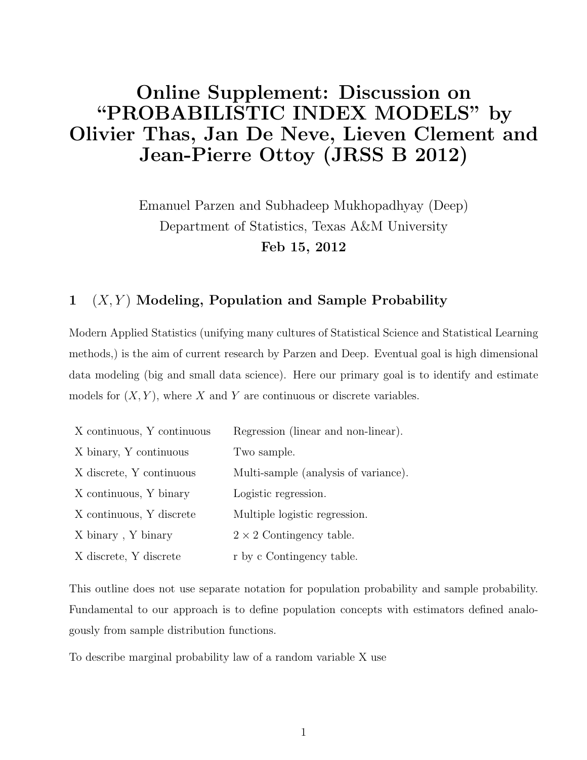# Online Supplement: Discussion on "PROBABILISTIC INDEX MODELS" by Olivier Thas, Jan De Neve, Lieven Clement and Jean-Pierre Ottoy (JRSS B 2012)

Emanuel Parzen and Subhadeep Mukhopadhyay (Deep)

Department of Statistics, Texas A&M University

**Feb 15, 2012**

## 1 $(X, Y)$ Modeling, Population and Sample Probability

Modern Applied Statistics (unifying many cultures of Statistical Science and Statistical Learning methods,) is the aim of current research by Parzen and Deep. Eventual goal is high dimensional data modeling (big and small data science). Here our primary goal is to identify and estimate models for $(X, Y)$, where $X$ and $Y$ are continuous or discrete variables.

| | |
|---|---|
| X continuous, Y continuous | Regression (linear and non-linear). |
| X binary, Y continuous | Two sample. |
| X discrete, Y continuous | Multi-sample (analysis of variance). |
| X continuous, Y binary | Logistic regression. |
| X continuous, Y discrete | Multiple logistic regression. |
| X binary , Y binary | $2 \times 2$ Contingency table. |
| X discrete, Y discrete | r by c Contingency table. |

This outline does not use separate notation for population probability and sample probability. Fundamental to our approach is to define population concepts with estimators defined analogously from sample distribution functions.

To describe marginal probability law of a random variable X use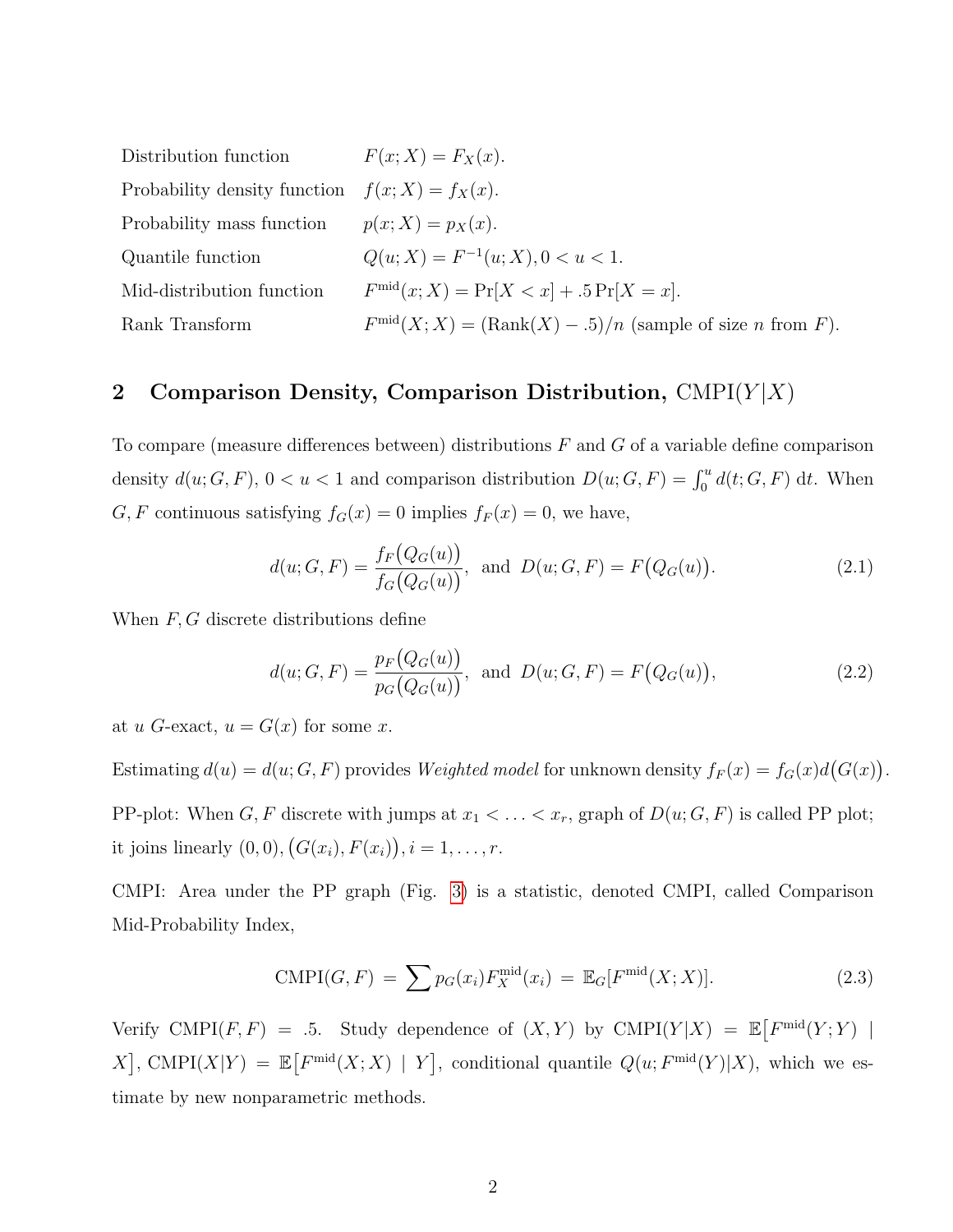| | |
|---|---|
| Distribution function | $F(x;X) = F_X(x)$. |
| Probability density function | $f(x;X) = f_X(x)$. |
| Probability mass function | $p(x;X) = p_X(x)$. |
| Quantile function | $Q(u;X) = F^{-1}(u;X), 0 < u < 1$. |
| Mid-distribution function | $F^{\text{mid}}(x;X) = \Pr[X < x] + .5\Pr[X = x]$. |
| Rank Transform | $F^{\text{mid}}(X;X) = (\text{Rank}(X) - .5)/n$ (sample of size $n$ from $F$). |

## 2 Comparison Density, Comparison Distribution, CMPI$(Y|X)$

To compare (measure differences between) distributions $F$ and $G$ of a variable define comparison density $d(u;G,F)$, $0 < u < 1$ and comparison distribution $D(u;G,F) = \int_0^u d(t;G,F)\,\mathrm{d}t$. When $G, F$ continuous satisfying $f_G(x) = 0$ implies $f_F(x) = 0$, we have,

$$d(u;G,F) = \frac{f_F\big(Q_G(u)\big)}{f_G\big(Q_G(u)\big)}, \text{ and } D(u;G,F) = F\big(Q_G(u)\big). \tag{2.1}$$

When $F, G$ discrete distributions define

$$d(u;G,F) = \frac{p_F\big(Q_G(u)\big)}{p_G\big(Q_G(u)\big)}, \text{ and } D(u;G,F) = F\big(Q_G(u)\big), \tag{2.2}$$

at $u$ $G$-exact, $u = G(x)$ for some $x$.

Estimating $d(u) = d(u;G,F)$ provides *Weighted model* for unknown density $f_F(x) = f_G(x)d\big(G(x)\big)$.

PP-plot: When $G, F$ discrete with jumps at $x_1 < \ldots < x_r$, graph of $D(u;G,F)$ is called PP plot; it joins linearly $(0,0), \big(G(x_i), F(x_i)\big), i = 1,\ldots,r$.

CMPI: Area under the PP graph (Fig. 3) is a statistic, denoted CMPI, called Comparison Mid-Probability Index,

$$\text{CMPI}(G,F) = \sum p_G(x_i) F_X^{\text{mid}}(x_i) = \mathbb{E}_G[F^{\text{mid}}(X;X)]. \tag{2.3}$$

Verify CMPI$(F,F) = .5$. Study dependence of $(X,Y)$ by CMPI$(Y|X) = \mathbb{E}\big[F^{\text{mid}}(Y;Y) \mid X\big]$, CMPI$(X|Y) = \mathbb{E}\big[F^{\text{mid}}(X;X) \mid Y\big]$, conditional quantile $Q(u;F^{\text{mid}}(Y)|X)$, which we estimate by new nonparametric methods.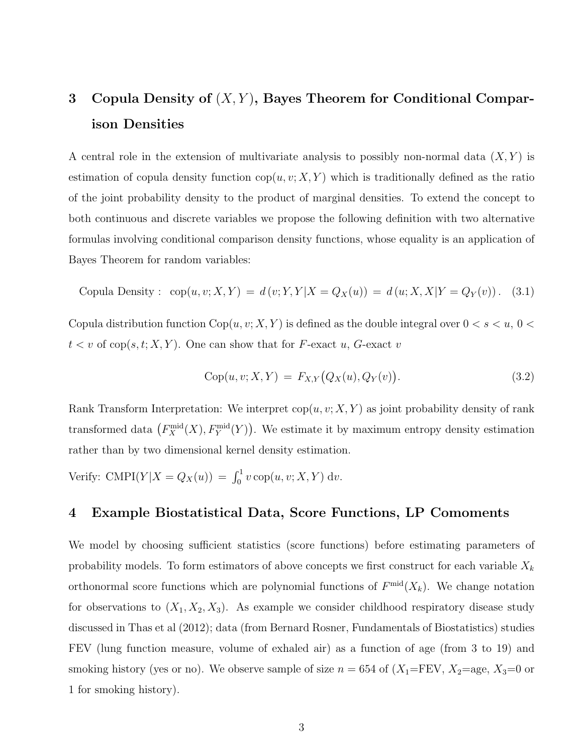## 3 Copula Density of $(X, Y)$, Bayes Theorem for Conditional Comparison Densities

A central role in the extension of multivariate analysis to possibly non-normal data $(X, Y)$ is estimation of copula density function $\mathrm{cop}(u, v; X, Y)$ which is traditionally defined as the ratio of the joint probability density to the product of marginal densities. To extend the concept to both continuous and discrete variables we propose the following definition with two alternative formulas involving conditional comparison density functions, whose equality is an application of Bayes Theorem for random variables:

$$\text{Copula Density}: \ \ \mathrm{cop}(u, v; X, Y) \ = \ d\left(v; Y, Y|X = Q_X(u)\right) \ = \ d\left(u; X, X|Y = Q_Y(v)\right). \quad (3.1)$$

Copula distribution function $\mathrm{Cop}(u, v; X, Y)$ is defined as the double integral over $0 < s < u$, $0 < t < v$ of $\mathrm{cop}(s, t; X, Y)$. One can show that for $F$-exact $u$, $G$-exact $v$

$$\mathrm{Cop}(u, v; X, Y) \ = \ F_{X,Y}\big(Q_X(u), Q_Y(v)\big). \quad (3.2)$$

Rank Transform Interpretation: We interpret $\mathrm{cop}(u, v; X, Y)$ as joint probability density of rank transformed data $\big(F_X^{\mathrm{mid}}(X), F_Y^{\mathrm{mid}}(Y)\big)$. We estimate it by maximum entropy density estimation rather than by two dimensional kernel density estimation.

Verify: $\mathrm{CMPI}(Y|X = Q_X(u)) \ = \ \int_0^1 v \,\mathrm{cop}(u, v; X, Y) \,\mathrm{d}v$.

## 4 Example Biostatistical Data, Score Functions, LP Comoments

We model by choosing sufficient statistics (score functions) before estimating parameters of probability models. To form estimators of above concepts we first construct for each variable $X_k$ orthonormal score functions which are polynomial functions of $F^{\mathrm{mid}}(X_k)$. We change notation for observations to $(X_1, X_2, X_3)$. As example we consider childhood respiratory disease study discussed in Thas et al (2012); data (from Bernard Rosner, Fundamentals of Biostatistics) studies FEV (lung function measure, volume of exhaled air) as a function of age (from 3 to 19) and smoking history (yes or no). We observe sample of size $n = 654$ of ($X_1$=FEV, $X_2$=age, $X_3$=0 or 1 for smoking history).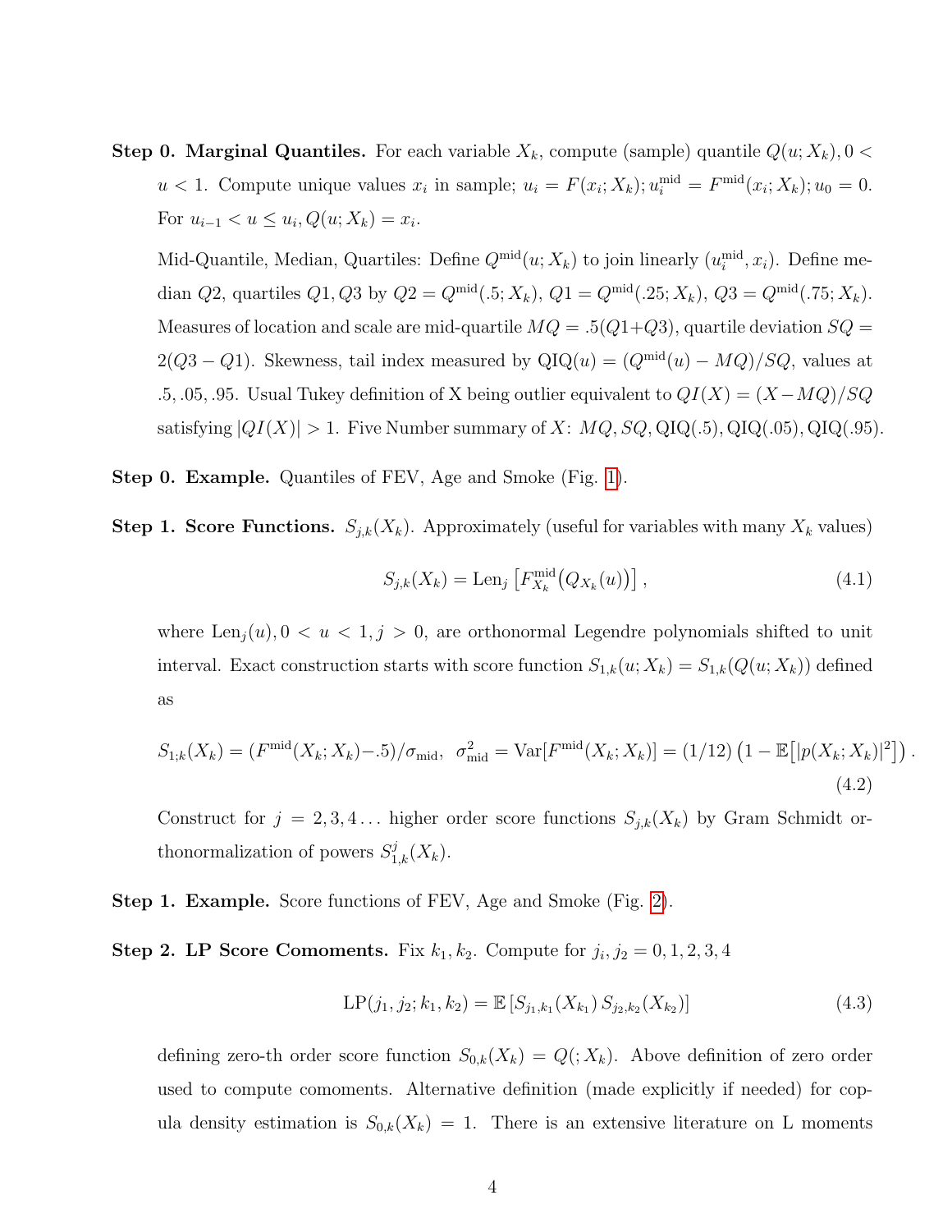**Step 0. Marginal Quantiles.** For each variable $X_k$, compute (sample) quantile $Q(u; X_k), 0 < u < 1$. Compute unique values $x_i$ in sample; $u_i = F(x_i; X_k); u_i^{\text{mid}} = F^{\text{mid}}(x_i; X_k); u_0 = 0$. For $u_{i-1} < u \le u_i, Q(u; X_k) = x_i$.

Mid-Quantile, Median, Quartiles: Define $Q^{\text{mid}}(u; X_k)$ to join linearly $(u_i^{\text{mid}}, x_i)$. Define median $Q2$, quartiles $Q1, Q3$ by $Q2 = Q^{\text{mid}}(.5; X_k)$, $Q1 = Q^{\text{mid}}(.25; X_k)$, $Q3 = Q^{\text{mid}}(.75; X_k)$. Measures of location and scale are mid-quartile $MQ = .5(Q1+Q3)$, quartile deviation $SQ = 2(Q3 - Q1)$. Skewness, tail index measured by $\text{QIQ}(u) = (Q^{\text{mid}}(u) - MQ)/SQ$, values at $.5, .05, .95$. Usual Tukey definition of X being outlier equivalent to $QI(X) = (X - MQ)/SQ$ satisfying $|QI(X)| > 1$. Five Number summary of $X$: $MQ, SQ, \text{QIQ}(.5), \text{QIQ}(.05), \text{QIQ}(.95)$.

**Step 0. Example.** Quantiles of FEV, Age and Smoke (Fig. 1).

**Step 1. Score Functions.** $S_{j,k}(X_k)$. Approximately (useful for variables with many $X_k$ values)

$$S_{j,k}(X_k) = \text{Len}_j\left[F^{\text{mid}}_{X_k}\big(Q_{X_k}(u)\big)\right], \tag{4.1}$$

where $\text{Len}_j(u), 0 < u < 1, j > 0$, are orthonormal Legendre polynomials shifted to unit interval. Exact construction starts with score function $S_{1,k}(u; X_k) = S_{1,k}(Q(u; X_k))$ defined as

$$S_{1;k}(X_k) = (F^{\text{mid}}(X_k; X_k) - .5)/\sigma_{\text{mid}}, \;\; \sigma^2_{\text{mid}} = \text{Var}[F^{\text{mid}}(X_k; X_k)] = (1/12)\left(1 - \mathbb{E}\big[|p(X_k; X_k)|^2\big]\right). \tag{4.2}$$

Construct for $j = 2, 3, 4 \ldots$ higher order score functions $S_{j,k}(X_k)$ by Gram Schmidt orthonormalization of powers $S^j_{1,k}(X_k)$.

**Step 1. Example.** Score functions of FEV, Age and Smoke (Fig. 2).

**Step 2. LP Score Comoments.** Fix $k_1, k_2$. Compute for $j_i, j_2 = 0, 1, 2, 3, 4$

$$\text{LP}(j_1, j_2; k_1, k_2) = \mathbb{E}\left[S_{j_1,k_1}(X_{k_1})\, S_{j_2,k_2}(X_{k_2})\right] \tag{4.3}$$

defining zero-th order score function $S_{0,k}(X_k) = Q(; X_k)$. Above definition of zero order used to compute comoments. Alternative definition (made explicitly if needed) for copula density estimation is $S_{0,k}(X_k) = 1$. There is an extensive literature on L moments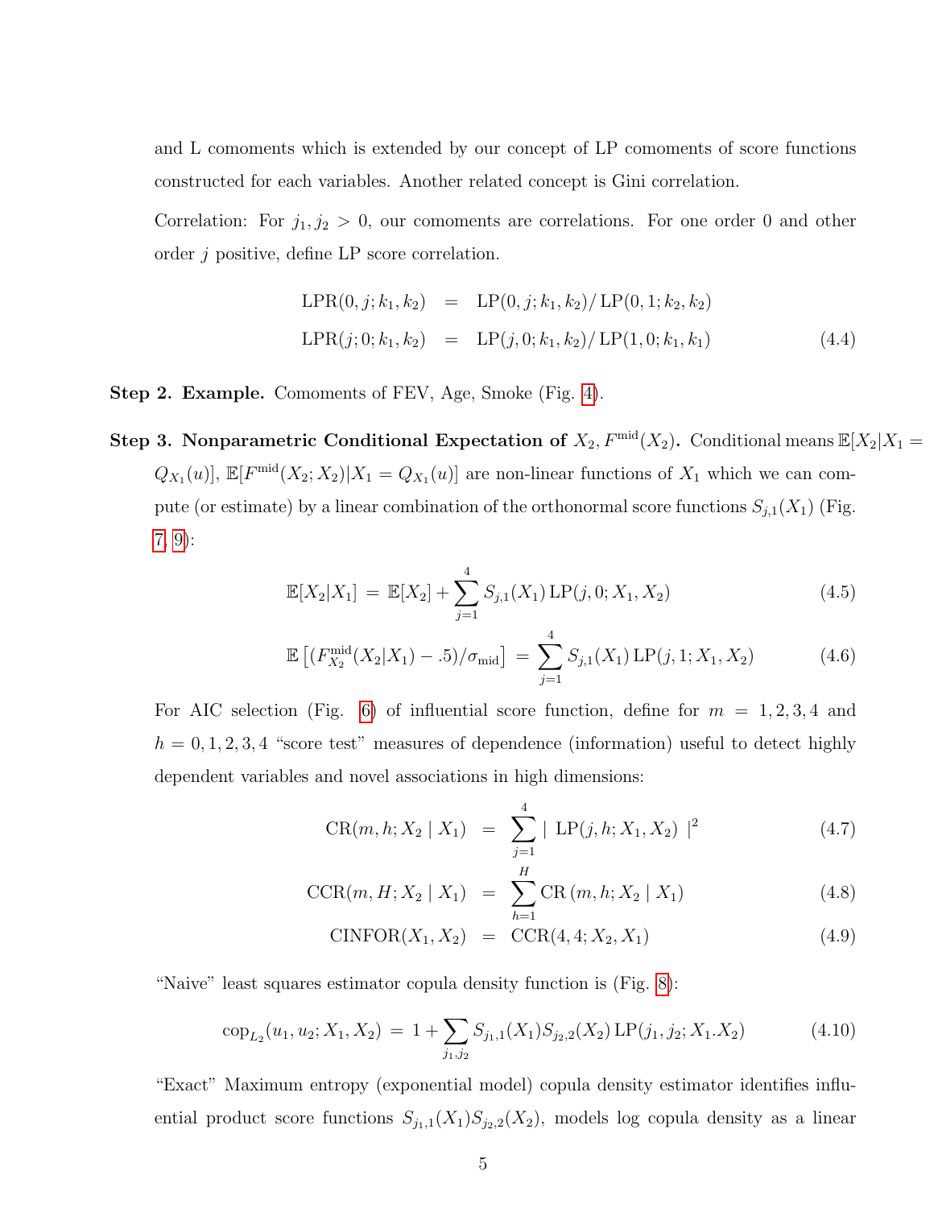and L comoments which is extended by our concept of LP comoments of score functions constructed for each variables. Another related concept is Gini correlation.

Correlation: For $j_1, j_2 > 0$, our comoments are correlations. For one order 0 and other order $j$ positive, define LP score correlation.

$$\begin{aligned}
\mathrm{LPR}(0,j;k_1,k_2) &= \mathrm{LP}(0,j;k_1,k_2)/\,\mathrm{LP}(0,1;k_2,k_2) \\
\mathrm{LPR}(j;0;k_1,k_2) &= \mathrm{LP}(j,0;k_1,k_2)/\,\mathrm{LP}(1,0;k_1,k_1)
\end{aligned} \tag{4.4}$$

**Step 2. Example.** Comoments of FEV, Age, Smoke (Fig. 4).

**Step 3. Nonparametric Conditional Expectation of $X_2, F^{\mathrm{mid}}(X_2)$.** Conditional means $\mathbb{E}[X_2|X_1 = Q_{X_1}(u)]$, $\mathbb{E}[F^{\mathrm{mid}}(X_2;X_2)|X_1 = Q_{X_1}(u)]$ are non-linear functions of $X_1$ which we can compute (or estimate) by a linear combination of the orthonormal score functions $S_{j,1}(X_1)$ (Fig. 7, 9):

$$\mathbb{E}[X_2|X_1] = \mathbb{E}[X_2] + \sum_{j=1}^{4} S_{j,1}(X_1)\,\mathrm{LP}(j,0;X_1,X_2) \tag{4.5}$$

$$\mathbb{E}\left[(F^{\mathrm{mid}}_{X_2}(X_2|X_1) - .5)/\sigma_{\mathrm{mid}}\right] = \sum_{j=1}^{4} S_{j,1}(X_1)\,\mathrm{LP}(j,1;X_1,X_2) \tag{4.6}$$

For AIC selection (Fig. 6) of influential score function, define for $m = 1,2,3,4$ and $h = 0,1,2,3,4$ "score test" measures of dependence (information) useful to detect highly dependent variables and novel associations in high dimensions:

$$\begin{aligned}
\mathrm{CR}(m,h;X_2 \mid X_1) &= \sum_{j=1}^{4} \mid \mathrm{LP}(j,h;X_1,X_2)\mid^2 &(4.7)\\
\mathrm{CCR}(m,H;X_2 \mid X_1) &= \sum_{h=1}^{H} \mathrm{CR}\,(m,h;X_2 \mid X_1) &(4.8)\\
\mathrm{CINFOR}(X_1,X_2) &= \mathrm{CCR}(4,4;X_2,X_1) &(4.9)
\end{aligned}$$

"Naive" least squares estimator copula density function is (Fig. 8):

$$\mathrm{cop}_{L_2}(u_1,u_2;X_1,X_2) = 1 + \sum_{j_1,j_2} S_{j_1,1}(X_1)S_{j_2,2}(X_2)\,\mathrm{LP}(j_1,j_2;X_1.X_2) \tag{4.10}$$

"Exact" Maximum entropy (exponential model) copula density estimator identifies influential product score functions $S_{j_1,1}(X_1)S_{j_2,2}(X_2)$, models log copula density as a linear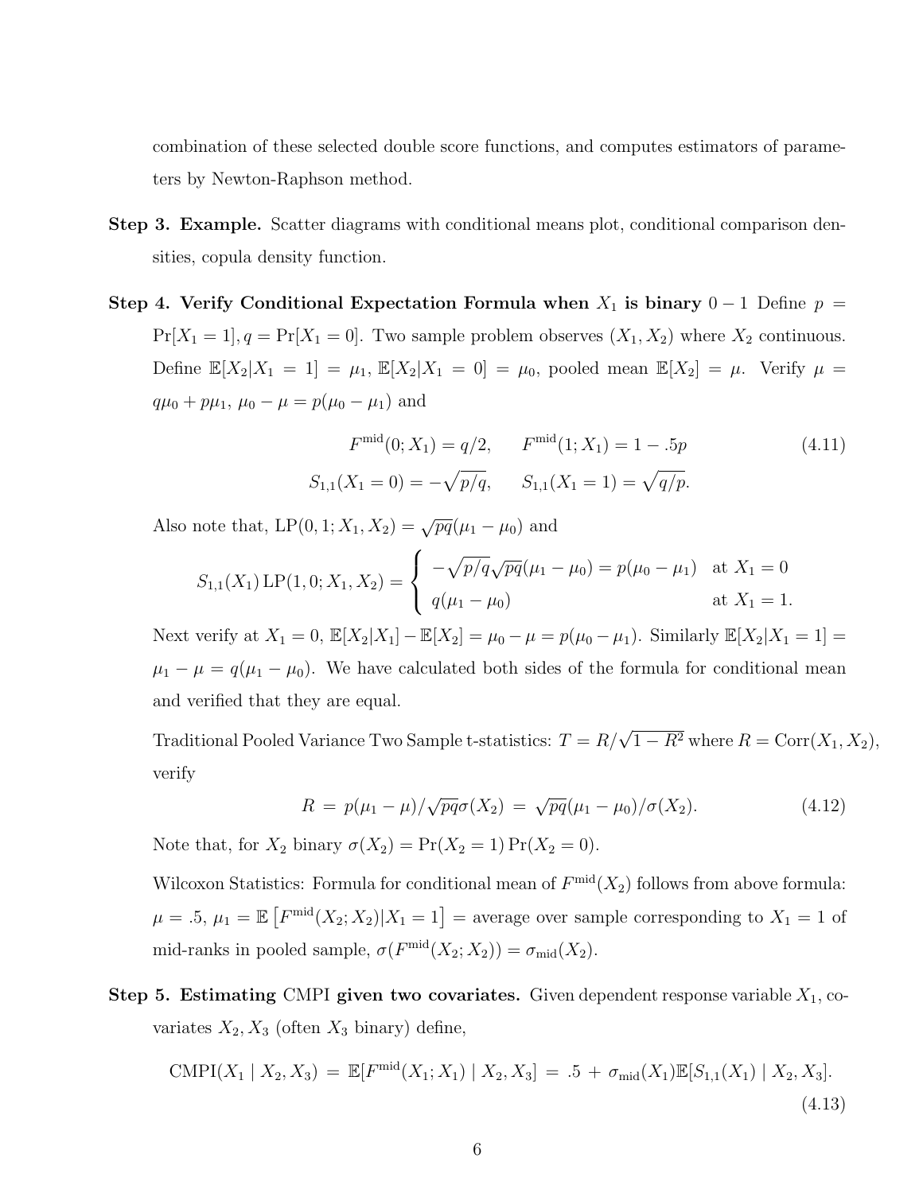combination of these selected double score functions, and computes estimators of parameters by Newton-Raphson method.

**Step 3. Example.** Scatter diagrams with conditional means plot, conditional comparison densities, copula density function.

**Step 4. Verify Conditional Expectation Formula when $X_1$ is binary $0-1$** Define $p = \Pr[X_1 = 1], q = \Pr[X_1 = 0]$. Two sample problem observes $(X_1, X_2)$ where $X_2$ continuous. Define $\mathbb{E}[X_2|X_1 = 1] = \mu_1$, $\mathbb{E}[X_2|X_1 = 0] = \mu_0$, pooled mean $\mathbb{E}[X_2] = \mu$. Verify $\mu = q\mu_0 + p\mu_1$, $\mu_0 - \mu = p(\mu_0 - \mu_1)$ and

$$F^{\text{mid}}(0; X_1) = q/2, \qquad F^{\text{mid}}(1; X_1) = 1 - .5p \tag{4.11}$$
$$S_{1,1}(X_1 = 0) = -\sqrt{p/q}, \qquad S_{1,1}(X_1 = 1) = \sqrt{q/p}.$$

Also note that, $\text{LP}(0, 1; X_1, X_2) = \sqrt{pq}(\mu_1 - \mu_0)$ and

$$S_{1,1}(X_1)\,\text{LP}(1, 0; X_1, X_2) = \begin{cases} -\sqrt{p/q}\sqrt{pq}(\mu_1 - \mu_0) = p(\mu_0 - \mu_1) & \text{at } X_1 = 0 \\ q(\mu_1 - \mu_0) & \text{at } X_1 = 1. \end{cases}$$

Next verify at $X_1 = 0$, $\mathbb{E}[X_2|X_1] - \mathbb{E}[X_2] = \mu_0 - \mu = p(\mu_0 - \mu_1)$. Similarly $\mathbb{E}[X_2|X_1 = 1] = \mu_1 - \mu = q(\mu_1 - \mu_0)$. We have calculated both sides of the formula for conditional mean and verified that they are equal.

Traditional Pooled Variance Two Sample t-statistics: $T = R/\sqrt{1 - R^2}$ where $R = \text{Corr}(X_1, X_2)$, verify

$$R \,=\, p(\mu_1 - \mu)/\sqrt{pq}\sigma(X_2) \,=\, \sqrt{pq}(\mu_1 - \mu_0)/\sigma(X_2). \tag{4.12}$$

Note that, for $X_2$ binary $\sigma(X_2) = \Pr(X_2 = 1)\Pr(X_2 = 0)$.

Wilcoxon Statistics: Formula for conditional mean of $F^{\text{mid}}(X_2)$ follows from above formula: $\mu = .5$, $\mu_1 = \mathbb{E}\left[F^{\text{mid}}(X_2; X_2)|X_1 = 1\right]$ = average over sample corresponding to $X_1 = 1$ of mid-ranks in pooled sample, $\sigma(F^{\text{mid}}(X_2; X_2)) = \sigma_{\text{mid}}(X_2)$.

**Step 5. Estimating** CMPI **given two covariates.** Given dependent response variable $X_1$, covariates $X_2, X_3$ (often $X_3$ binary) define,

$$\text{CMPI}(X_1 \mid X_2, X_3) \,=\, \mathbb{E}[F^{\text{mid}}(X_1; X_1) \mid X_2, X_3] \,=\, .5 \,+\, \sigma_{\text{mid}}(X_1)\mathbb{E}[S_{1,1}(X_1) \mid X_2, X_3]. \tag{4.13}$$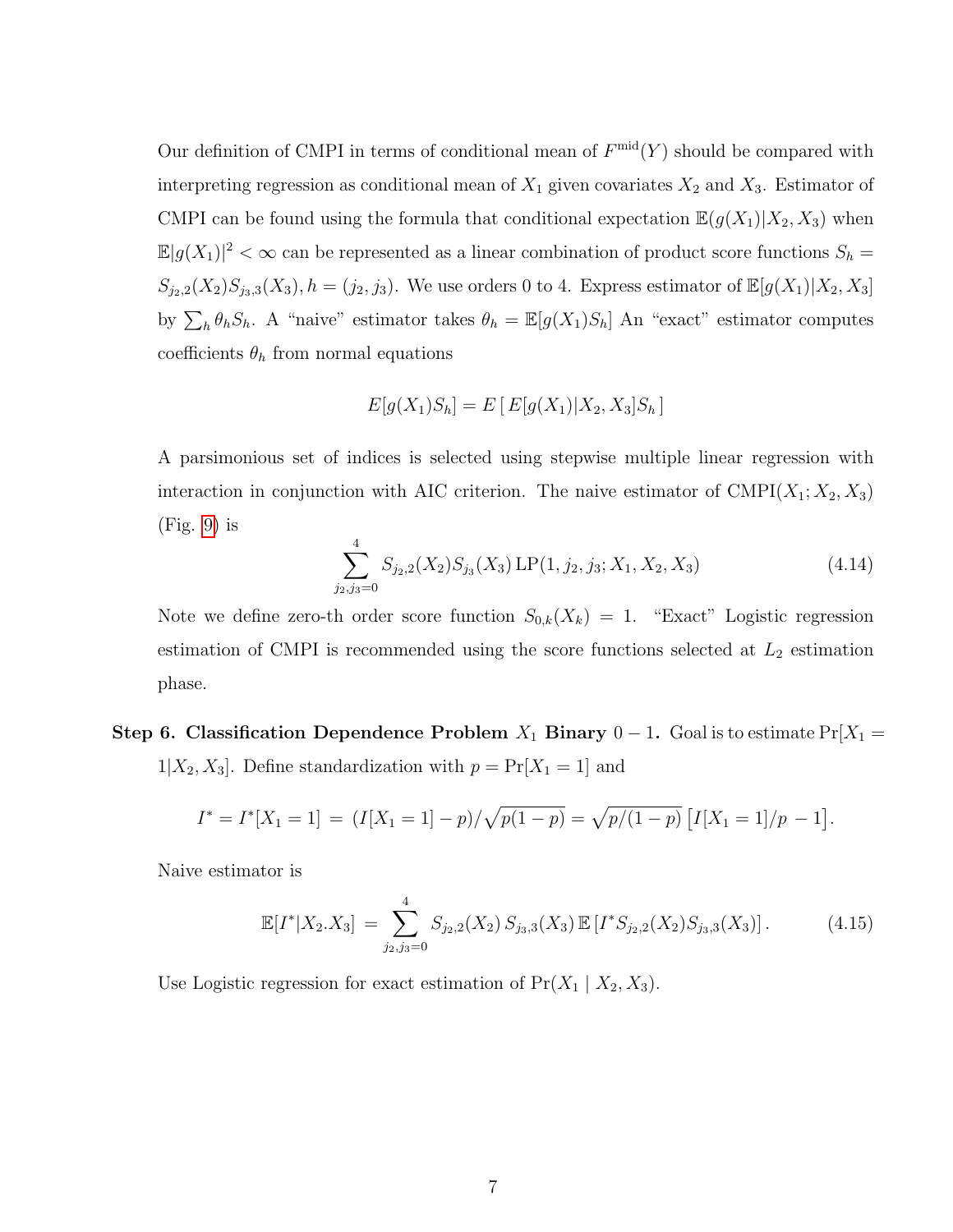Our definition of CMPI in terms of conditional mean of $F^{\text{mid}}(Y)$ should be compared with interpreting regression as conditional mean of $X_1$ given covariates $X_2$ and $X_3$. Estimator of CMPI can be found using the formula that conditional expectation $\mathbb{E}(g(X_1)|X_2, X_3)$ when $\mathbb{E}|g(X_1)|^2 < \infty$ can be represented as a linear combination of product score functions $S_h = S_{j_2,2}(X_2)S_{j_3,3}(X_3), h = (j_2, j_3)$. We use orders 0 to 4. Express estimator of $\mathbb{E}[g(X_1)|X_2, X_3]$ by $\sum_h \theta_h S_h$. A "naive" estimator takes $\theta_h = \mathbb{E}[g(X_1)S_h]$ An "exact" estimator computes coefficients $\theta_h$ from normal equations

$$E[g(X_1)S_h] = E\left[\, E[g(X_1)|X_2, X_3]S_h \,\right]$$

A parsimonious set of indices is selected using stepwise multiple linear regression with interaction in conjunction with AIC criterion. The naive estimator of $\text{CMPI}(X_1; X_2, X_3)$ (Fig. 9) is

$$\sum_{j_2,j_3=0}^{4} S_{j_2,2}(X_2)S_{j_3}(X_3)\,\text{LP}(1, j_2, j_3; X_1, X_2, X_3) \tag{4.14}$$

Note we define zero-th order score function $S_{0,k}(X_k) = 1$. "Exact" Logistic regression estimation of CMPI is recommended using the score functions selected at $L_2$ estimation phase.

**Step 6. Classification Dependence Problem $X_1$ Binary $0-1$.** Goal is to estimate $\Pr[X_1 = 1|X_2, X_3]$. Define standardization with $p = \Pr[X_1 = 1]$ and

$$I^* = I^*[X_1 = 1] \,=\, (I[X_1 = 1] - p)/\sqrt{p(1-p)} = \sqrt{p/(1-p)}\,\left[I[X_1 = 1]/p\, - 1\right].$$

Naive estimator is

$$\mathbb{E}[I^*|X_2.X_3] \,=\, \sum_{j_2,j_3=0}^{4} S_{j_2,2}(X_2)\, S_{j_3,3}(X_3)\, \mathbb{E}\left[I^* S_{j_2,2}(X_2)S_{j_3,3}(X_3)\right]. \tag{4.15}$$

Use Logistic regression for exact estimation of $\Pr(X_1 \mid X_2, X_3)$.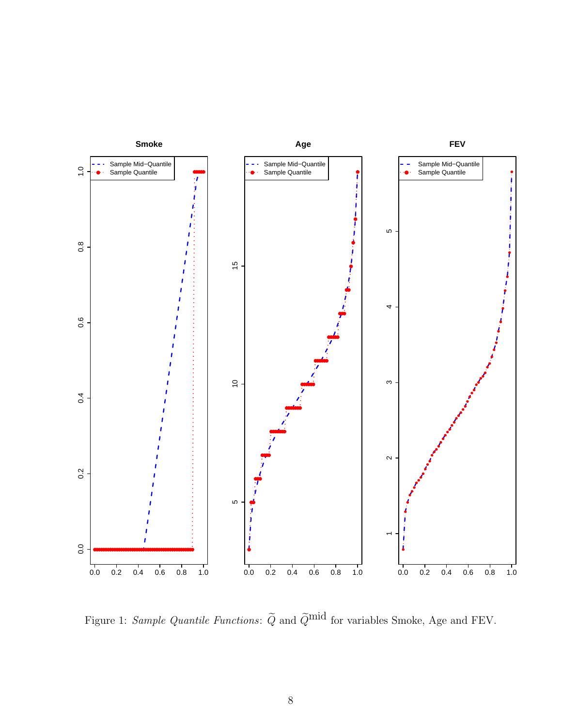Figure 1: *Sample Quantile Functions*: $\widetilde{Q}$ and $\widetilde{Q}^{\text{mid}}$ for variables Smoke, Age and FEV.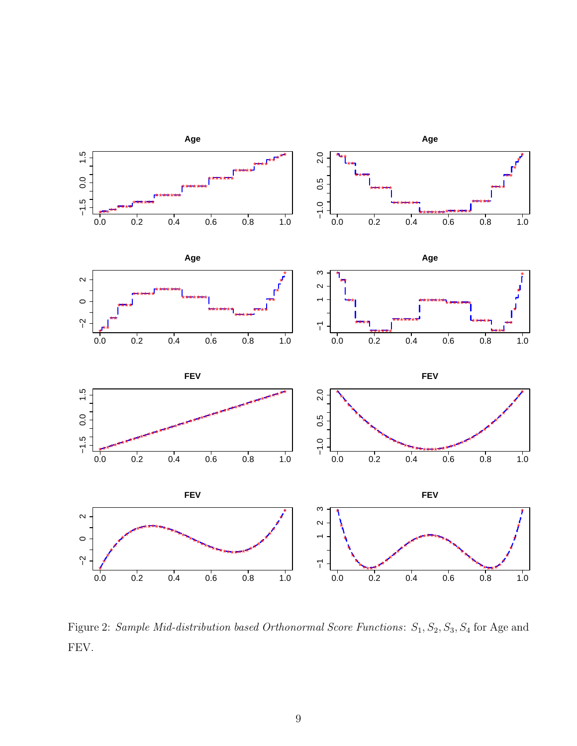Figure 2: *Sample Mid-distribution based Orthonormal Score Functions*: $S_1, S_2, S_3, S_4$ for Age and FEV.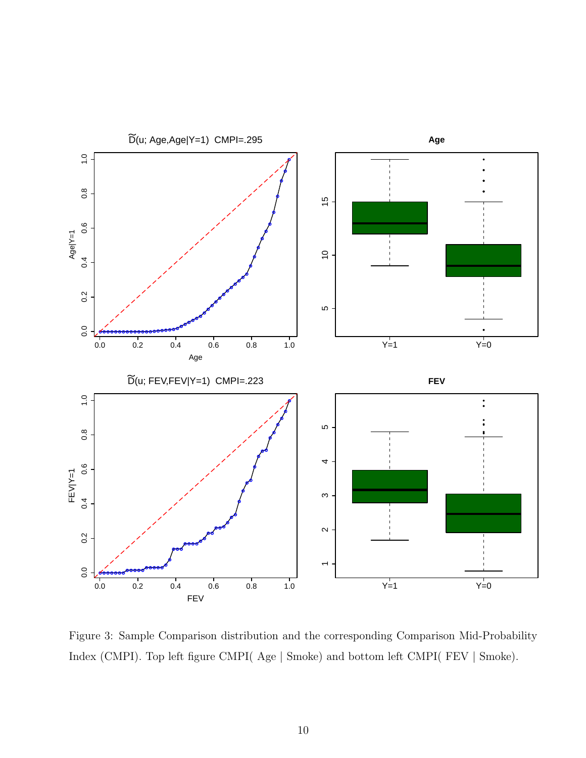Figure 3: Sample Comparison distribution and the corresponding Comparison Mid-Probability Index (CMPI). Top left figure CMPI( Age | Smoke) and bottom left CMPI( FEV | Smoke).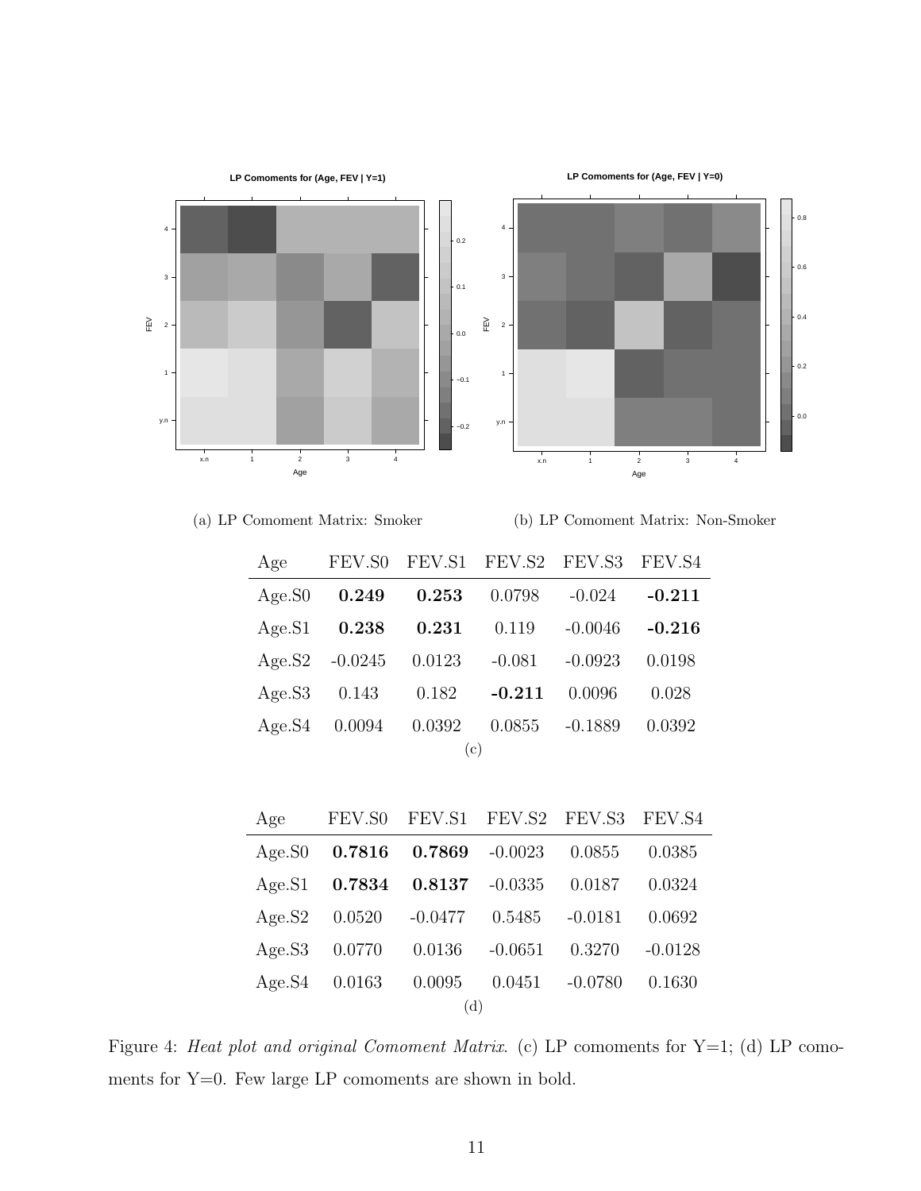(a) LP Comoment Matrix: Smoker

(b) LP Comoment Matrix: Non-Smoker

| Age | FEV.S0 | FEV.S1 | FEV.S2 | FEV.S3 | FEV.S4 |
|---|---|---|---|---|---|
| Age.S0 | **0.249** | **0.253** | 0.0798 | -0.024 | **-0.211** |
| Age.S1 | **0.238** | **0.231** | 0.119 | -0.0046 | **-0.216** |
| Age.S2 | -0.0245 | 0.0123 | -0.081 | -0.0923 | 0.0198 |
| Age.S3 | 0.143 | 0.182 | **-0.211** | 0.0096 | 0.028 |
| Age.S4 | 0.0094 | 0.0392 | 0.0855 | -0.1889 | 0.0392 |

(c)

| Age | FEV.S0 | FEV.S1 | FEV.S2 | FEV.S3 | FEV.S4 |
|---|---|---|---|---|---|
| Age.S0 | **0.7816** | **0.7869** | -0.0023 | 0.0855 | 0.0385 |
| Age.S1 | **0.7834** | **0.8137** | -0.0335 | 0.0187 | 0.0324 |
| Age.S2 | 0.0520 | -0.0477 | 0.5485 | -0.0181 | 0.0692 |
| Age.S3 | 0.0770 | 0.0136 | -0.0651 | 0.3270 | -0.0128 |
| Age.S4 | 0.0163 | 0.0095 | 0.0451 | -0.0780 | 0.1630 |

(d)

Figure 4: *Heat plot and original Comoment Matrix*. (c) LP comoments for Y=1; (d) LP comoments for Y=0. Few large LP comoments are shown in bold.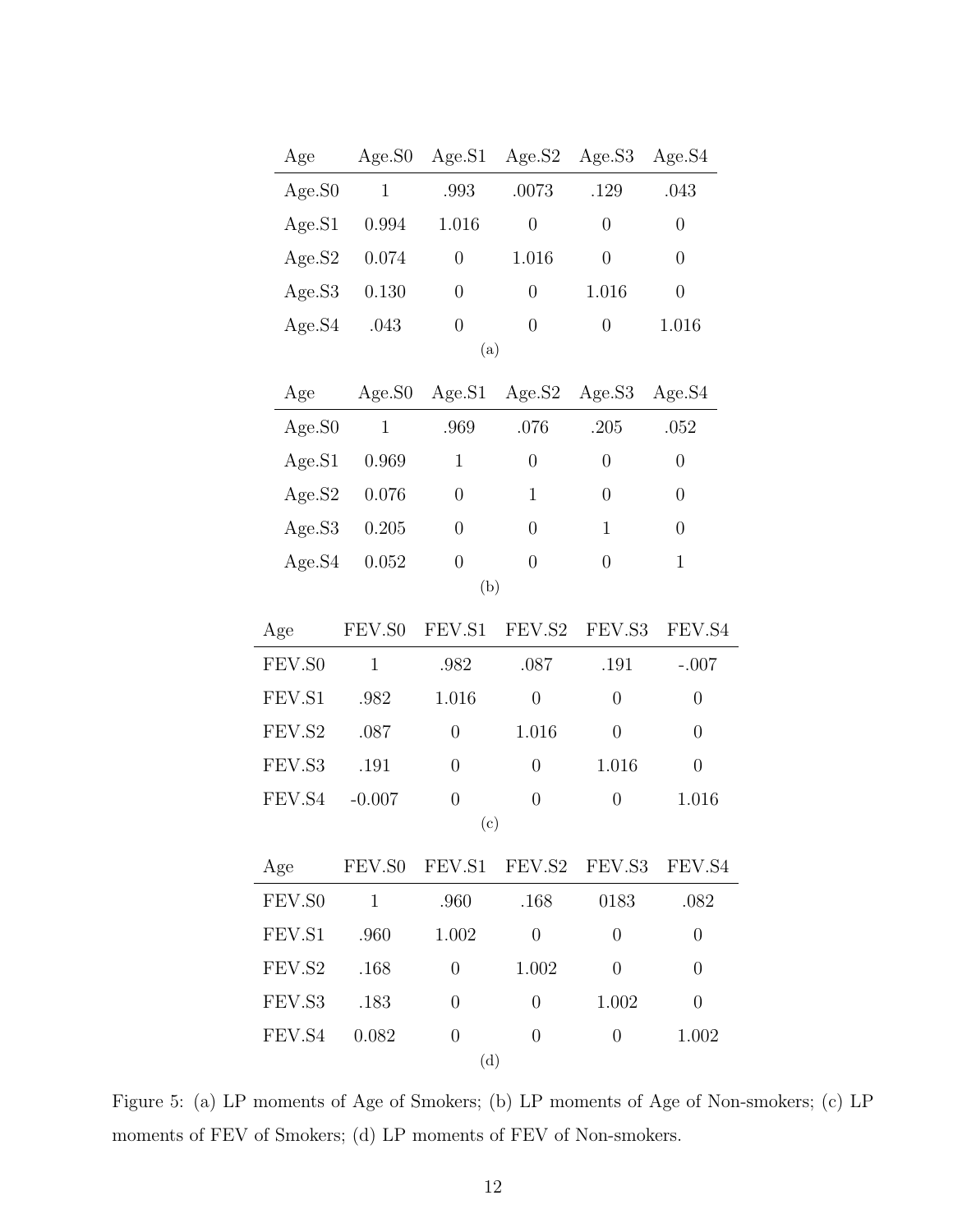| Age | Age.S0 | Age.S1 | Age.S2 | Age.S3 | Age.S4 |
|---|---|---|---|---|---|
| Age.S0 | 1 | .993 | .0073 | .129 | .043 |
| Age.S1 | 0.994 | 1.016 | 0 | 0 | 0 |
| Age.S2 | 0.074 | 0 | 1.016 | 0 | 0 |
| Age.S3 | 0.130 | 0 | 0 | 1.016 | 0 |
| Age.S4 | .043 | 0 | 0 | 0 | 1.016 |

(a)

| Age | Age.S0 | Age.S1 | Age.S2 | Age.S3 | Age.S4 |
|---|---|---|---|---|---|
| Age.S0 | 1 | .969 | .076 | .205 | .052 |
| Age.S1 | 0.969 | 1 | 0 | 0 | 0 |
| Age.S2 | 0.076 | 0 | 1 | 0 | 0 |
| Age.S3 | 0.205 | 0 | 0 | 1 | 0 |
| Age.S4 | 0.052 | 0 | 0 | 0 | 1 |

(b)

| Age | FEV.S0 | FEV.S1 | FEV.S2 | FEV.S3 | FEV.S4 |
|---|---|---|---|---|---|
| FEV.S0 | 1 | .982 | .087 | .191 | -.007 |
| FEV.S1 | .982 | 1.016 | 0 | 0 | 0 |
| FEV.S2 | .087 | 0 | 1.016 | 0 | 0 |
| FEV.S3 | .191 | 0 | 0 | 1.016 | 0 |
| FEV.S4 | -0.007 | 0 | 0 | 0 | 1.016 |

(c)

| Age | FEV.S0 | FEV.S1 | FEV.S2 | FEV.S3 | FEV.S4 |
|---|---|---|---|---|---|
| FEV.S0 | 1 | .960 | .168 | 0183 | .082 |
| FEV.S1 | .960 | 1.002 | 0 | 0 | 0 |
| FEV.S2 | .168 | 0 | 1.002 | 0 | 0 |
| FEV.S3 | .183 | 0 | 0 | 1.002 | 0 |
| FEV.S4 | 0.082 | 0 | 0 | 0 | 1.002 |

(d)

Figure 5: (a) LP moments of Age of Smokers; (b) LP moments of Age of Non-smokers; (c) LP moments of FEV of Smokers; (d) LP moments of FEV of Non-smokers.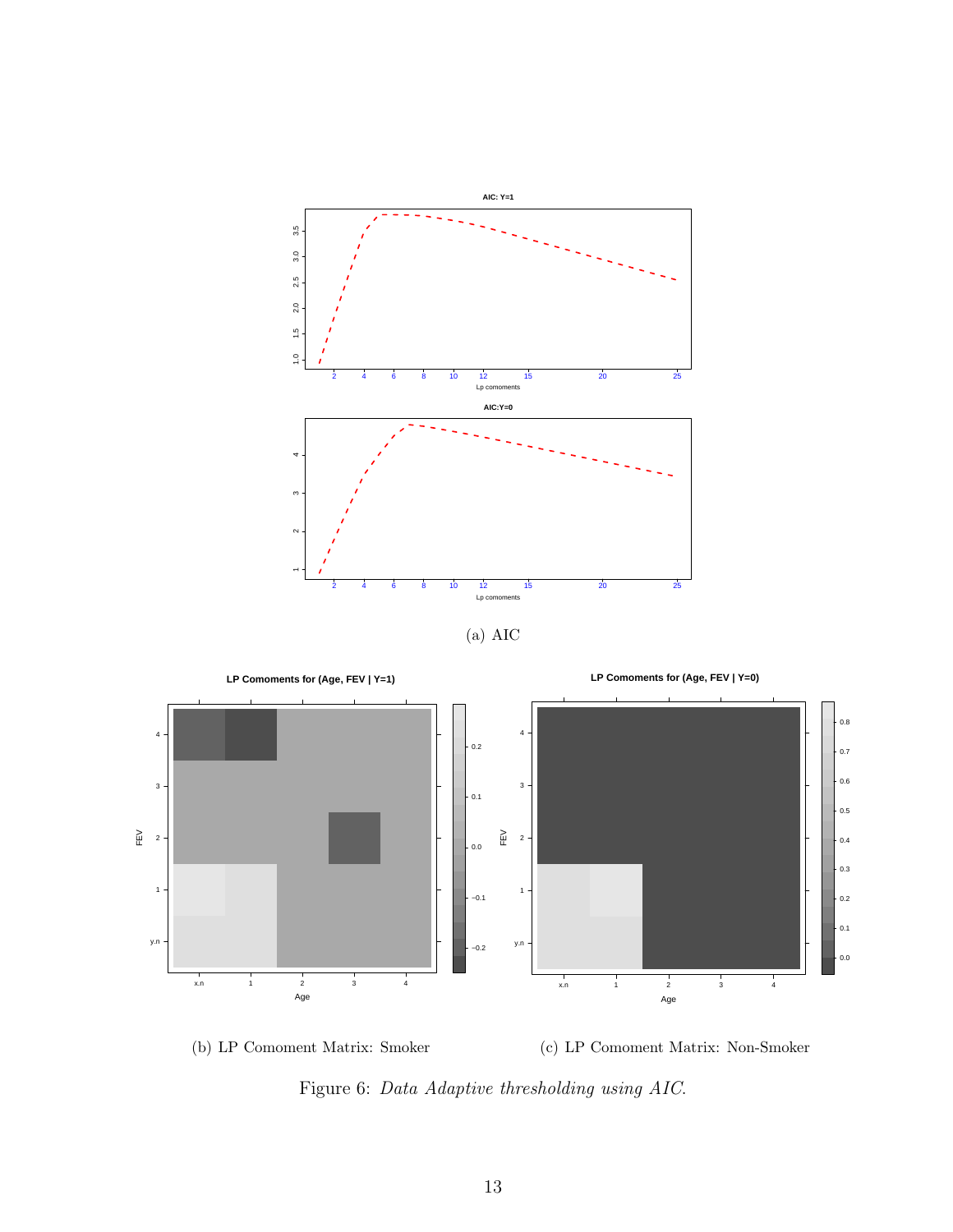(a) AIC

(b) LP Comoment Matrix: Smoker

(c) LP Comoment Matrix: Non-Smoker

Figure 6: *Data Adaptive thresholding using AIC.*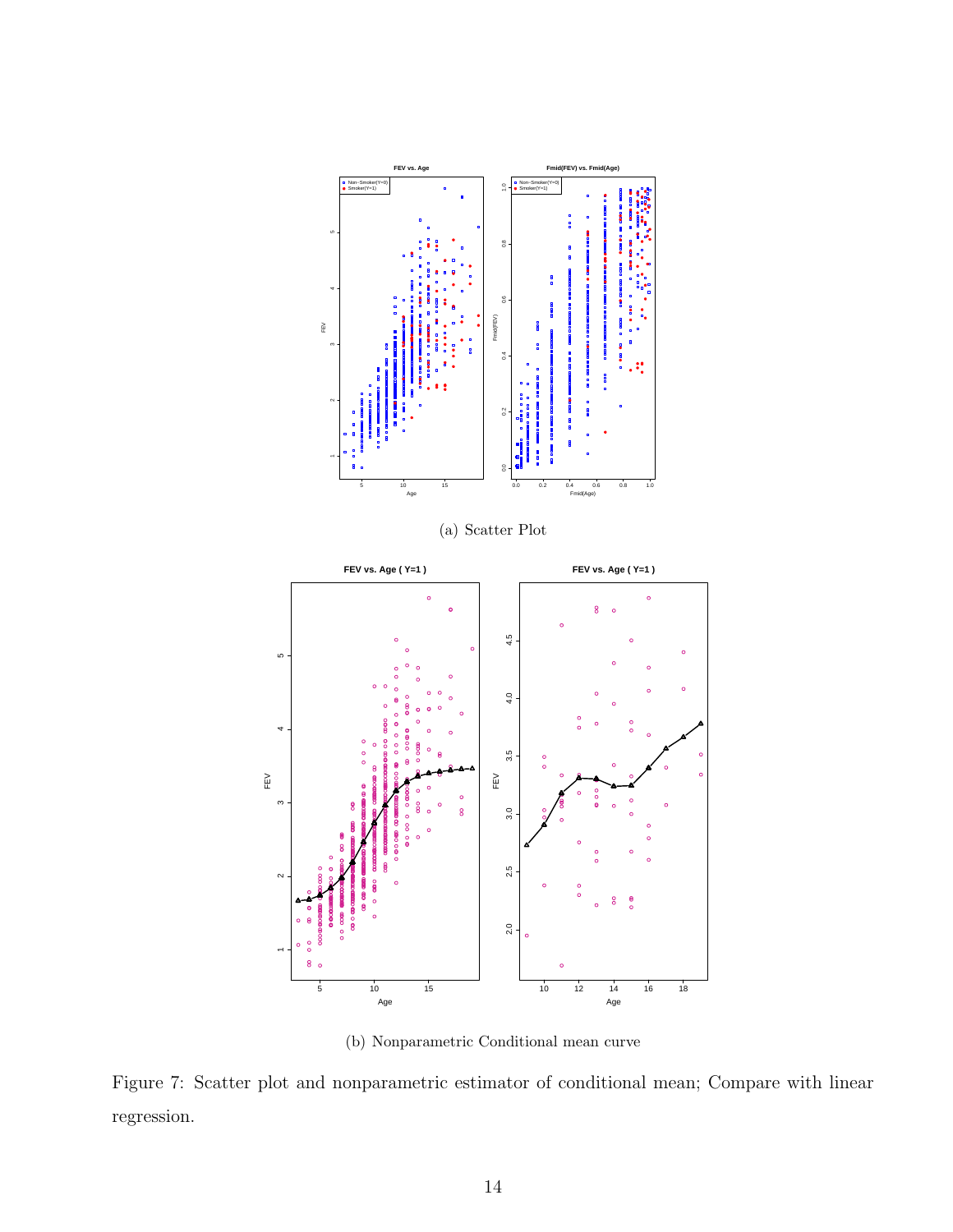(a) Scatter Plot

(b) Nonparametric Conditional mean curve

Figure 7: Scatter plot and nonparametric estimator of conditional mean; Compare with linear regression.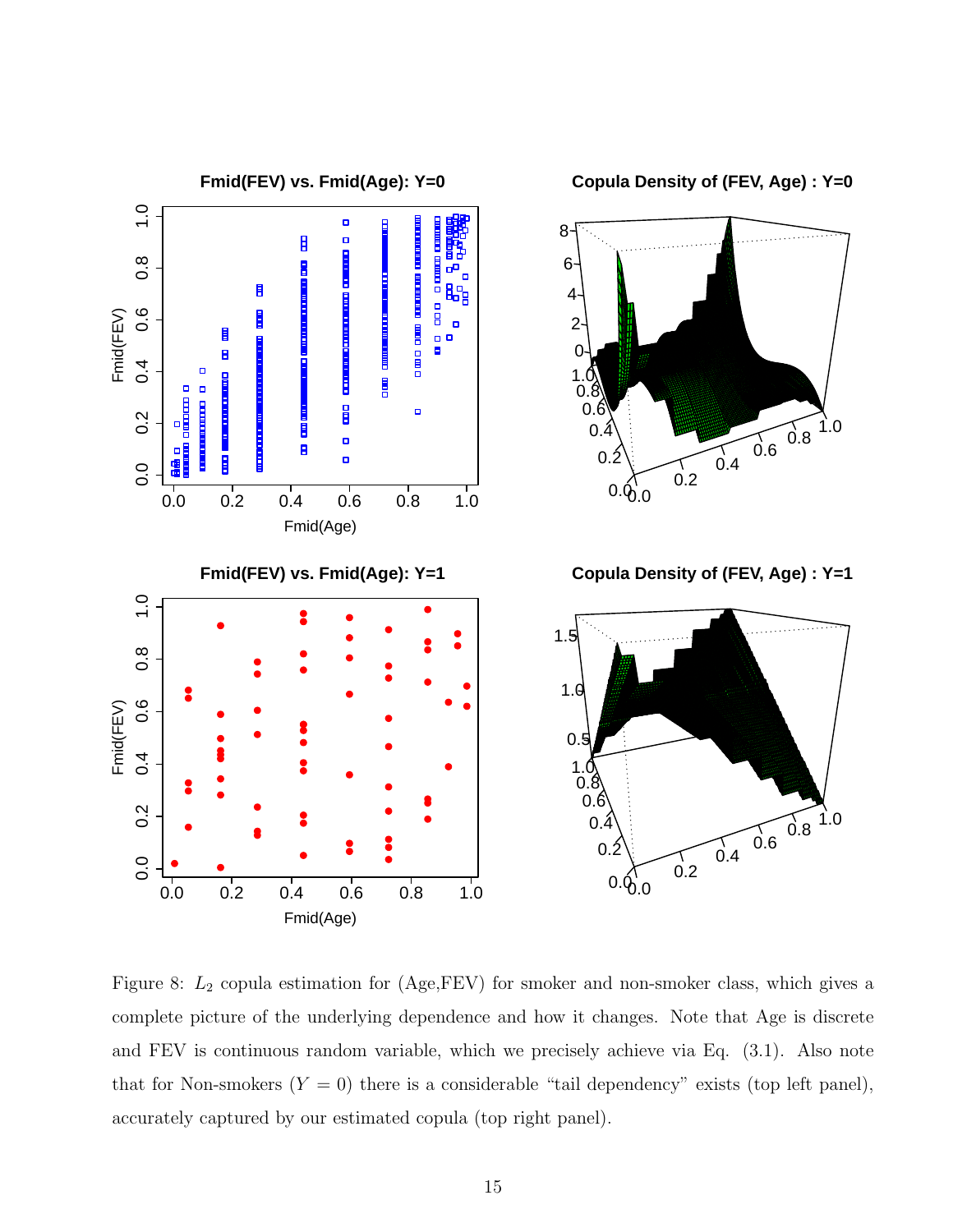Figure 8: $L_2$ copula estimation for (Age,FEV) for smoker and non-smoker class, which gives a complete picture of the underlying dependence and how it changes. Note that Age is discrete and FEV is continuous random variable, which we precisely achieve via Eq. (3.1). Also note that for Non-smokers ($Y = 0$) there is a considerable "tail dependency" exists (top left panel), accurately captured by our estimated copula (top right panel).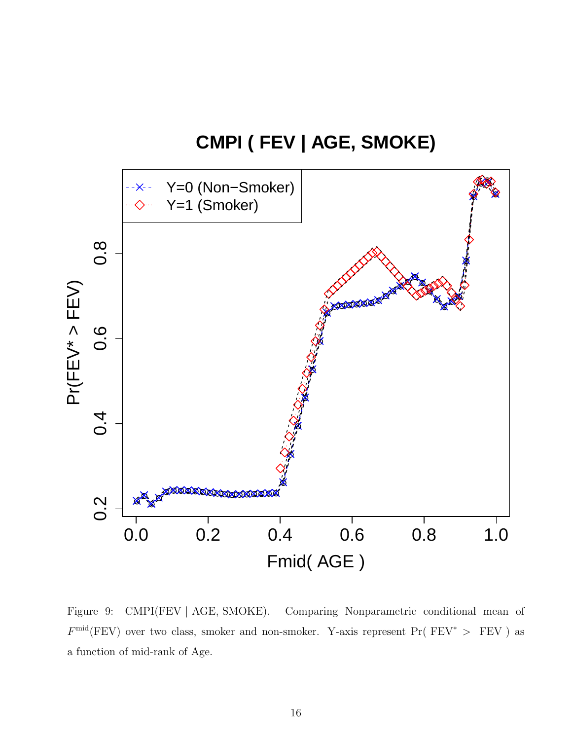CMPI ( FEV | AGE, SMOKE)

Y=0 (Non−Smoker)
Y=1 (Smoker)

Pr(FEV* > FEV)

0.2
0.4
0.6
0.8

0.0
0.2
0.4
0.6
0.8
1.0

Fmid( AGE )

Figure 9: CMPI(FEV | AGE, SMOKE). Comparing Nonparametric conditional mean of $F^{\text{mid}}(\text{FEV})$ over two class, smoker and non-smoker. Y-axis represent Pr( $\text{FEV}^* >$ FEV ) as a function of mid-rank of Age.